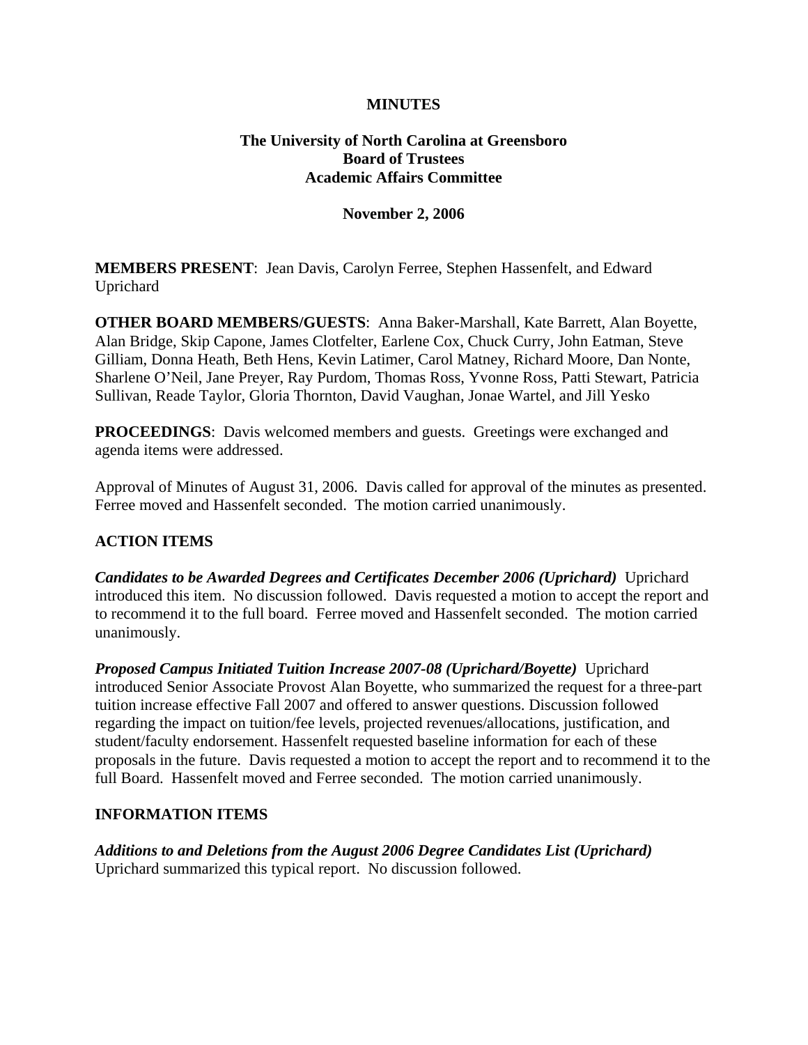# MINUTES

## The University of North Carolina at Greensboro
## Board of Trustees
## Academic Affairs Committee

**November 2, 2006**

**MEMBERS PRESENT**: Jean Davis, Carolyn Ferree, Stephen Hassenfelt, and Edward Uprichard

**OTHER BOARD MEMBERS/GUESTS**: Anna Baker-Marshall, Kate Barrett, Alan Boyette, Alan Bridge, Skip Capone, James Clotfelter, Earlene Cox, Chuck Curry, John Eatman, Steve Gilliam, Donna Heath, Beth Hens, Kevin Latimer, Carol Matney, Richard Moore, Dan Nonte, Sharlene O'Neil, Jane Preyer, Ray Purdom, Thomas Ross, Yvonne Ross, Patti Stewart, Patricia Sullivan, Reade Taylor, Gloria Thornton, David Vaughan, Jonae Wartel, and Jill Yesko

**PROCEEDINGS**: Davis welcomed members and guests. Greetings were exchanged and agenda items were addressed.

Approval of Minutes of August 31, 2006. Davis called for approval of the minutes as presented. Ferree moved and Hassenfelt seconded. The motion carried unanimously.

### ACTION ITEMS

***Candidates to be Awarded Degrees and Certificates December 2006 (Uprichard)*** Uprichard introduced this item. No discussion followed. Davis requested a motion to accept the report and to recommend it to the full board. Ferree moved and Hassenfelt seconded. The motion carried unanimously.

***Proposed Campus Initiated Tuition Increase 2007-08 (Uprichard/Boyette)*** Uprichard introduced Senior Associate Provost Alan Boyette, who summarized the request for a three-part tuition increase effective Fall 2007 and offered to answer questions. Discussion followed regarding the impact on tuition/fee levels, projected revenues/allocations, justification, and student/faculty endorsement. Hassenfelt requested baseline information for each of these proposals in the future. Davis requested a motion to accept the report and to recommend it to the full Board. Hassenfelt moved and Ferree seconded. The motion carried unanimously.

### INFORMATION ITEMS

***Additions to and Deletions from the August 2006 Degree Candidates List (Uprichard)*** Uprichard summarized this typical report. No discussion followed.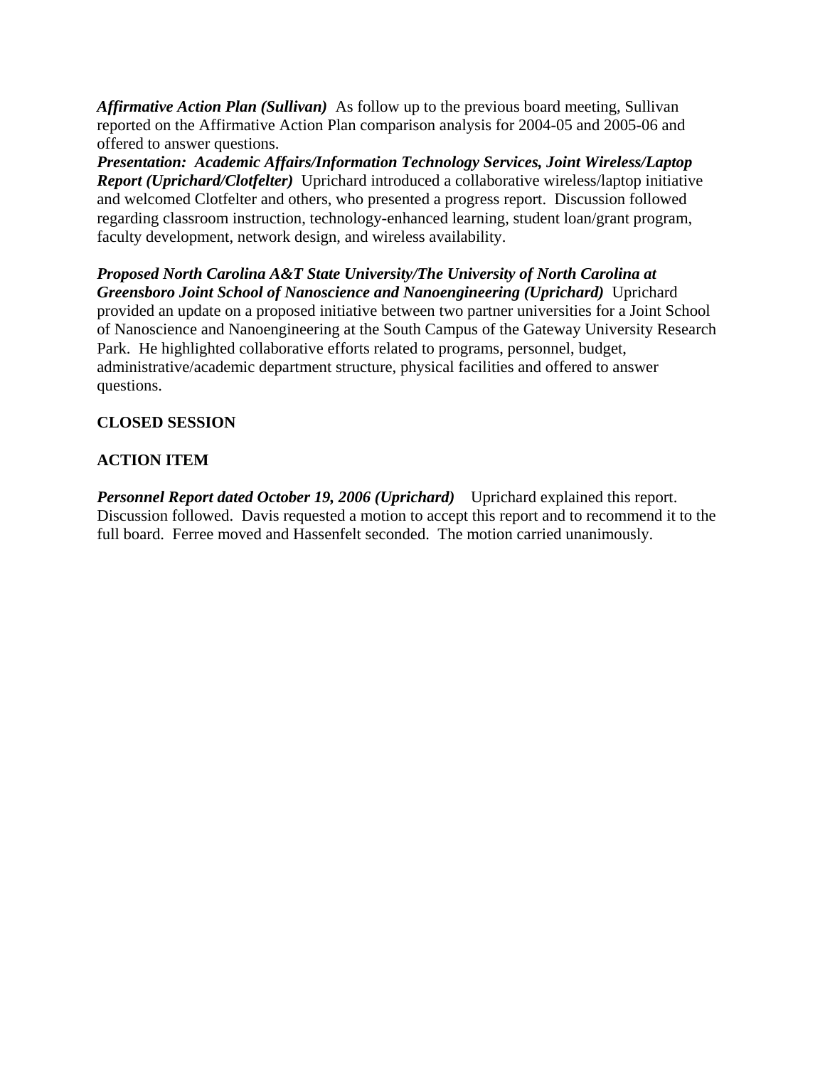***Affirmative Action Plan (Sullivan)*** As follow up to the previous board meeting, Sullivan reported on the Affirmative Action Plan comparison analysis for 2004-05 and 2005-06 and offered to answer questions.

***Presentation: Academic Affairs/Information Technology Services, Joint Wireless/Laptop Report (Uprichard/Clotfelter)*** Uprichard introduced a collaborative wireless/laptop initiative and welcomed Clotfelter and others, who presented a progress report. Discussion followed regarding classroom instruction, technology-enhanced learning, student loan/grant program, faculty development, network design, and wireless availability.

***Proposed North Carolina A&T State University/The University of North Carolina at Greensboro Joint School of Nanoscience and Nanoengineering (Uprichard)*** Uprichard provided an update on a proposed initiative between two partner universities for a Joint School of Nanoscience and Nanoengineering at the South Campus of the Gateway University Research Park. He highlighted collaborative efforts related to programs, personnel, budget, administrative/academic department structure, physical facilities and offered to answer questions.

**CLOSED SESSION**

**ACTION ITEM**

***Personnel Report dated October 19, 2006 (Uprichard)*** Uprichard explained this report. Discussion followed. Davis requested a motion to accept this report and to recommend it to the full board. Ferree moved and Hassenfelt seconded. The motion carried unanimously.